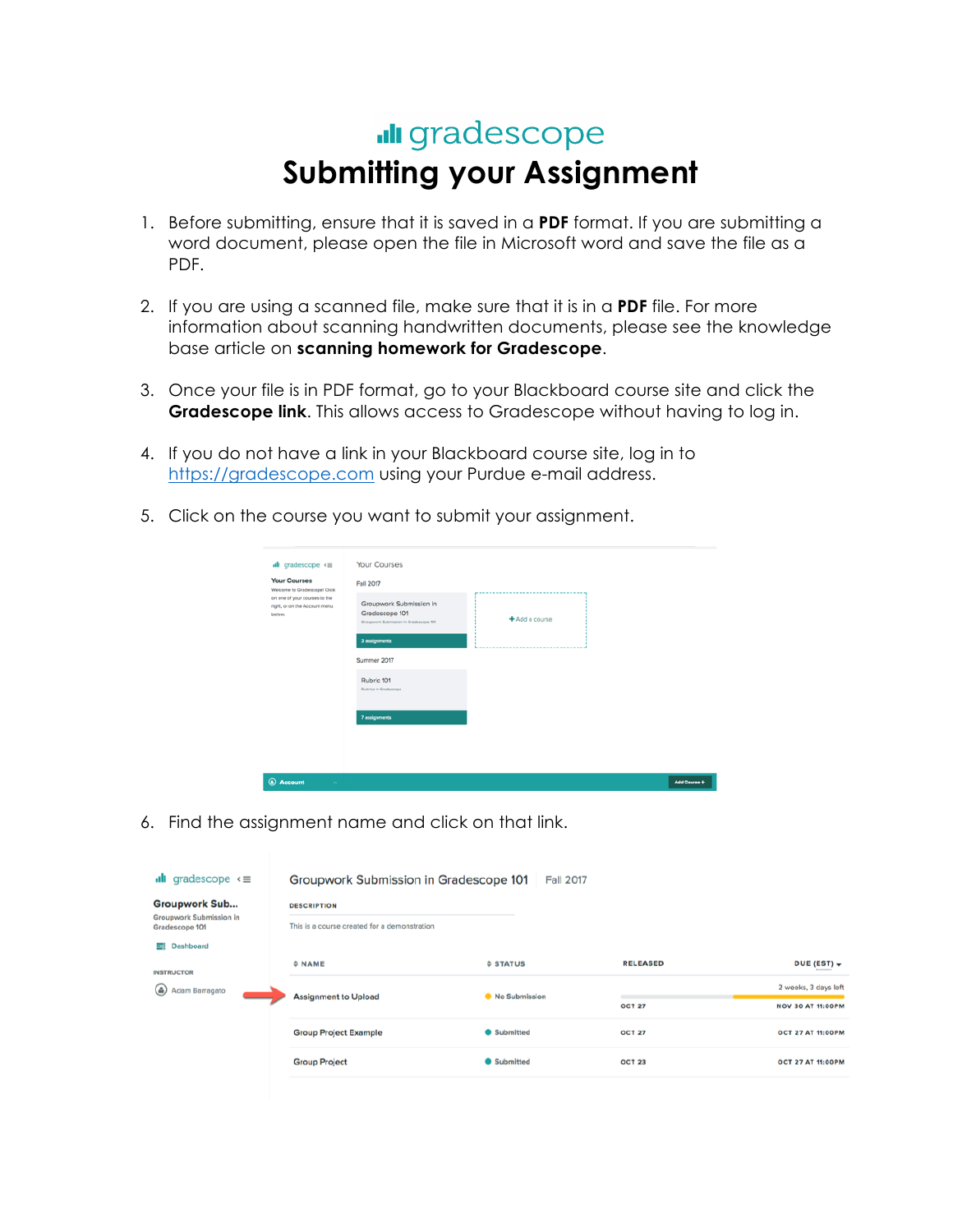# gradescope

# Submitting your Assignment

1. Before submitting, ensure that it is saved in a **PDF** format. If you are submitting a word document, please open the file in Microsoft word and save the file as a PDF.

2. If you are using a scanned file, make sure that it is in a **PDF** file. For more information about scanning handwritten documents, please see the knowledge base article on **scanning homework for Gradescope**.

3. Once your file is in PDF format, go to your Blackboard course site and click the **Gradescope link**. This allows access to Gradescope without having to log in.

4. If you do not have a link in your Blackboard course site, log in to https://gradescope.com using your Purdue e-mail address.

5. Click on the course you want to submit your assignment.

6. Find the assignment name and click on that link.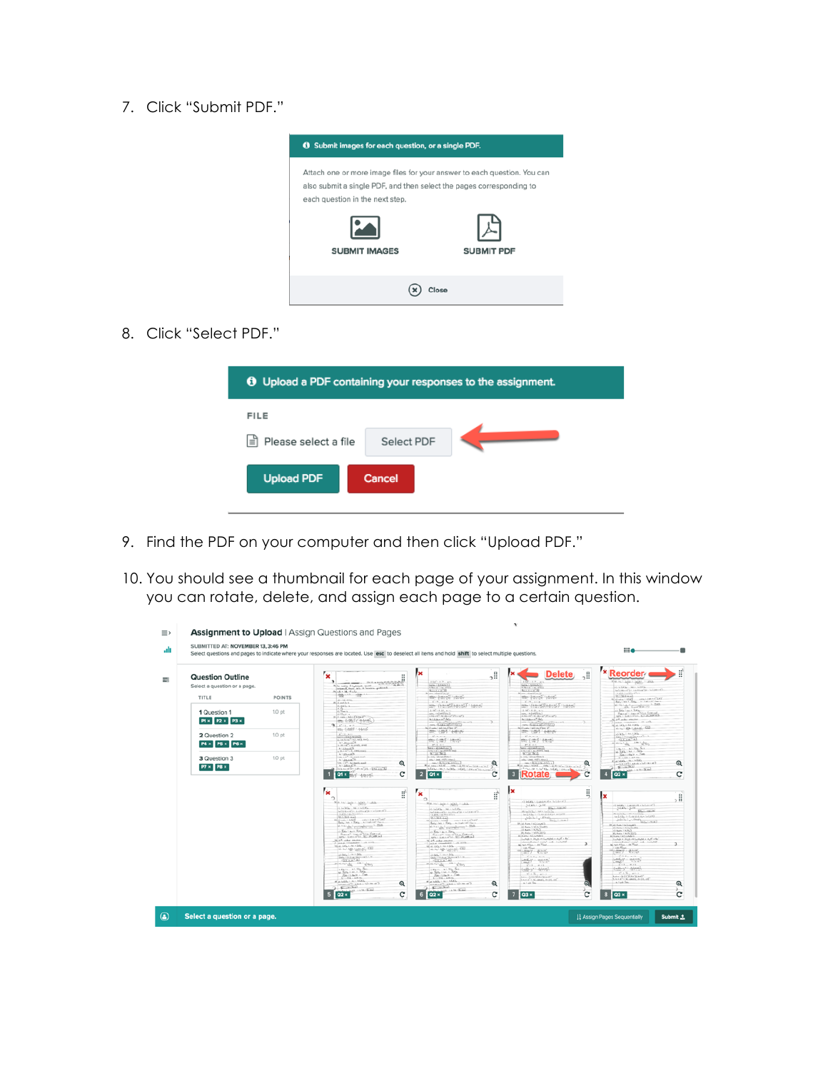7. Click "Submit PDF."

8. Click "Select PDF."

9. Find the PDF on your computer and then click "Upload PDF."

10. You should see a thumbnail for each page of your assignment. In this window you can rotate, delete, and assign each page to a certain question.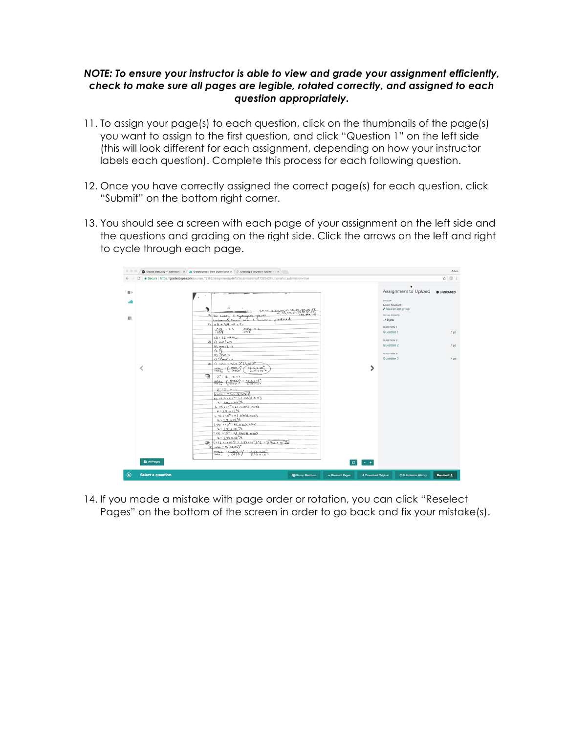***NOTE: To ensure your instructor is able to view and grade your assignment efficiently, check to make sure all pages are legible, rotated correctly, and assigned to each question appropriately.***

11. To assign your page(s) to each question, click on the thumbnails of the page(s) you want to assign to the first question, and click "Question 1" on the left side (this will look different for each assignment, depending on how your instructor labels each question). Complete this process for each following question.

12. Once you have correctly assigned the correct page(s) for each question, click "Submit" on the bottom right corner.

13. You should see a screen with each page of your assignment on the left side and the questions and grading on the right side. Click the arrows on the left and right to cycle through each page.

14. If you made a mistake with page order or rotation, you can click "Reselect Pages" on the bottom of the screen in order to go back and fix your mistake(s).